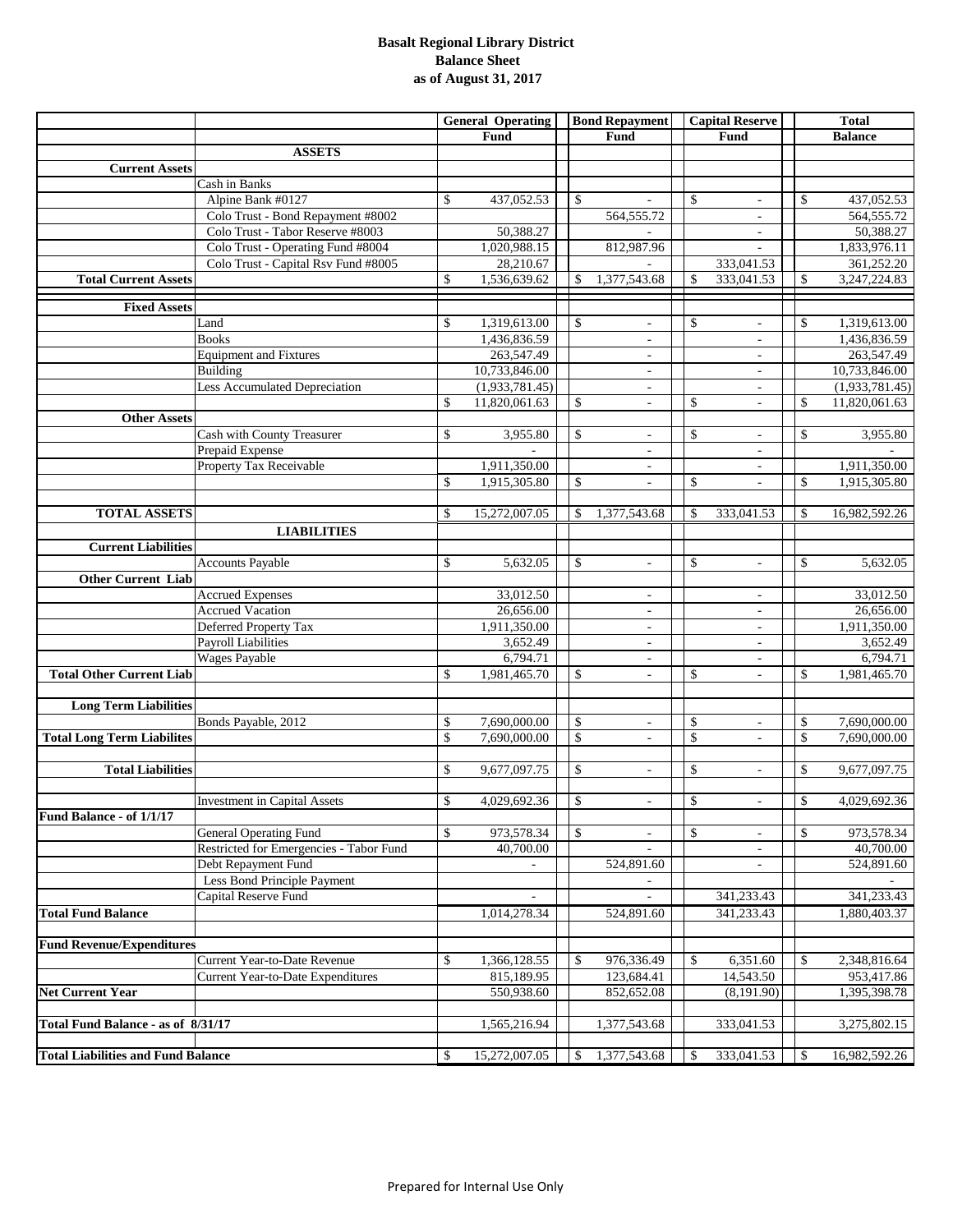# Basalt Regional Library District
## Balance Sheet
### as of August 31, 2017

| | | General Operating Fund | Bond Repayment Fund | Capital Reserve Fund | Total Balance |
|---|---|---|---|---|---|
| | **ASSETS** | | | | |
| **Current Assets** | | | | | |
| | Cash in Banks | | | | |
| | Alpine Bank #0127 | $ 437,052.53 | $ - | $ - | $ 437,052.53 |
| | Colo Trust - Bond Repayment #8002 | | 564,555.72 | - | 564,555.72 |
| | Colo Trust - Tabor Reserve #8003 | 50,388.27 | - | - | 50,388.27 |
| | Colo Trust - Operating Fund #8004 | 1,020,988.15 | 812,987.96 | - | 1,833,976.11 |
| | Colo Trust - Capital Rsv Fund #8005 | 28,210.67 | - | 333,041.53 | 361,252.20 |
| **Total Current Assets** | | $ 1,536,639.62 | $ 1,377,543.68 | $ 333,041.53 | $ 3,247,224.83 |
| **Fixed Assets** | | | | | |
| | Land | $ 1,319,613.00 | $ - | $ - | $ 1,319,613.00 |
| | Books | 1,436,836.59 | - | - | 1,436,836.59 |
| | Equipment and Fixtures | 263,547.49 | - | - | 263,547.49 |
| | Building | 10,733,846.00 | - | - | 10,733,846.00 |
| | Less Accumulated Depreciation | (1,933,781.45) | - | - | (1,933,781.45) |
| | | $ 11,820,061.63 | $ - | $ - | $ 11,820,061.63 |
| **Other Assets** | | | | | |
| | Cash with County Treasurer | $ 3,955.80 | $ - | $ - | $ 3,955.80 |
| | Prepaid Expense | - | - | - | - |
| | Property Tax Receivable | 1,911,350.00 | - | - | 1,911,350.00 |
| | | $ 1,915,305.80 | $ - | $ - | $ 1,915,305.80 |
| **TOTAL ASSETS** | | $ 15,272,007.05 | $ 1,377,543.68 | $ 333,041.53 | $ 16,982,592.26 |
| | **LIABILITIES** | | | | |
| **Current Liabilities** | | | | | |
| | Accounts Payable | $ 5,632.05 | $ - | $ - | $ 5,632.05 |
| **Other Current Liab** | | | | | |
| | Accrued Expenses | 33,012.50 | - | - | 33,012.50 |
| | Accrued Vacation | 26,656.00 | - | - | 26,656.00 |
| | Deferred Property Tax | 1,911,350.00 | - | - | 1,911,350.00 |
| | Payroll Liabilities | 3,652.49 | - | - | 3,652.49 |
| | Wages Payable | 6,794.71 | - | - | 6,794.71 |
| **Total Other Current Liab** | | $ 1,981,465.70 | $ - | $ - | $ 1,981,465.70 |
| **Long Term Liabilities** | | | | | |
| | Bonds Payable, 2012 | $ 7,690,000.00 | $ - | $ - | $ 7,690,000.00 |
| **Total Long Term Liabilites** | | $ 7,690,000.00 | $ - | $ - | $ 7,690,000.00 |
| **Total Liabilities** | | $ 9,677,097.75 | $ - | $ - | $ 9,677,097.75 |
| | Investment in Capital Assets | $ 4,029,692.36 | $ - | $ - | $ 4,029,692.36 |
| **Fund Balance - of 1/1/17** | | | | | |
| | General Operating Fund | $ 973,578.34 | $ - | $ - | $ 973,578.34 |
| | Restricted for Emergencies - Tabor Fund | 40,700.00 | - | - | 40,700.00 |
| | Debt Repayment Fund | - | 524,891.60 | - | 524,891.60 |
| | Less Bond Principle Payment | | - | | - |
| | Capital Reserve Fund | - | - | 341,233.43 | 341,233.43 |
| **Total Fund Balance** | | 1,014,278.34 | 524,891.60 | 341,233.43 | 1,880,403.37 |
| **Fund Revenue/Expenditures** | | | | | |
| | Current Year-to-Date Revenue | $ 1,366,128.55 | $ 976,336.49 | $ 6,351.60 | $ 2,348,816.64 |
| | Current Year-to-Date Expenditures | 815,189.95 | 123,684.41 | 14,543.50 | 953,417.86 |
| **Net Current Year** | | 550,938.60 | 852,652.08 | (8,191.90) | 1,395,398.78 |
| **Total Fund Balance - as of 8/31/17** | | 1,565,216.94 | 1,377,543.68 | 333,041.53 | 3,275,802.15 |
| **Total Liabilities and Fund Balance** | | $ 15,272,007.05 | $ 1,377,543.68 | $ 333,041.53 | $ 16,982,592.26 |

Prepared for Internal Use Only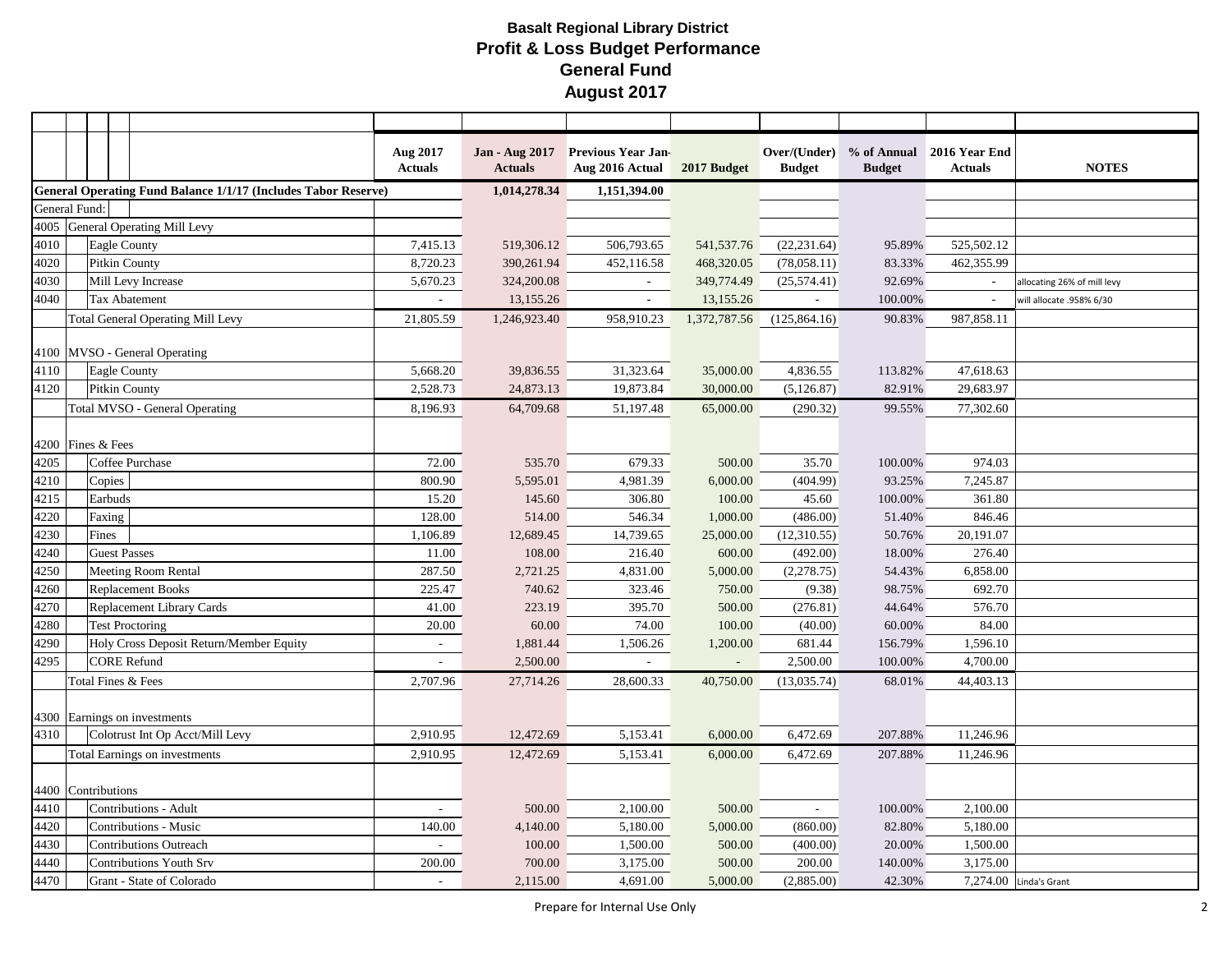# Basalt Regional Library District
## Profit & Loss Budget Performance
## General Fund
## August 2017

| Code | Account | Aug 2017 Actuals | Jan - Aug 2017 Actuals | Previous Year Jan-Aug 2016 Actual | 2017 Budget | Over/(Under) Budget | % of Annual Budget | 2016 Year End Actuals | NOTES |
|---|---|---|---|---|---|---|---|---|---|
| **General Operating Fund Balance 1/1/17 (Includes Tabor Reserve)** | | | 1,014,278.34 | 1,151,394.00 | | | | | |
| General Fund: | | | | | | | | | |
| 4005 | General Operating Mill Levy | | | | | | | | |
| 4010 | Eagle County | 7,415.13 | 519,306.12 | 506,793.65 | 541,537.76 | (22,231.64) | 95.89% | 525,502.12 | |
| 4020 | Pitkin County | 8,720.23 | 390,261.94 | 452,116.58 | 468,320.05 | (78,058.11) | 83.33% | 462,355.99 | |
| 4030 | Mill Levy Increase | 5,670.23 | 324,200.08 | - | 349,774.49 | (25,574.41) | 92.69% | - | allocating 26% of mill levy |
| 4040 | Tax Abatement | - | 13,155.26 | - | 13,155.26 | - | 100.00% | - | will allocate .958% 6/30 |
| | Total General Operating Mill Levy | 21,805.59 | 1,246,923.40 | 958,910.23 | 1,372,787.56 | (125,864.16) | 90.83% | 987,858.11 | |
| 4100 | MVSO - General Operating | | | | | | | | |
| 4110 | Eagle County | 5,668.20 | 39,836.55 | 31,323.64 | 35,000.00 | 4,836.55 | 113.82% | 47,618.63 | |
| 4120 | Pitkin County | 2,528.73 | 24,873.13 | 19,873.84 | 30,000.00 | (5,126.87) | 82.91% | 29,683.97 | |
| | Total MVSO - General Operating | 8,196.93 | 64,709.68 | 51,197.48 | 65,000.00 | (290.32) | 99.55% | 77,302.60 | |
| 4200 | Fines & Fees | | | | | | | | |
| 4205 | Coffee Purchase | 72.00 | 535.70 | 679.33 | 500.00 | 35.70 | 100.00% | 974.03 | |
| 4210 | Copies | 800.90 | 5,595.01 | 4,981.39 | 6,000.00 | (404.99) | 93.25% | 7,245.87 | |
| 4215 | Earbuds | 15.20 | 145.60 | 306.80 | 100.00 | 45.60 | 100.00% | 361.80 | |
| 4220 | Faxing | 128.00 | 514.00 | 546.34 | 1,000.00 | (486.00) | 51.40% | 846.46 | |
| 4230 | Fines | 1,106.89 | 12,689.45 | 14,739.65 | 25,000.00 | (12,310.55) | 50.76% | 20,191.07 | |
| 4240 | Guest Passes | 11.00 | 108.00 | 216.40 | 600.00 | (492.00) | 18.00% | 276.40 | |
| 4250 | Meeting Room Rental | 287.50 | 2,721.25 | 4,831.00 | 5,000.00 | (2,278.75) | 54.43% | 6,858.00 | |
| 4260 | Replacement Books | 225.47 | 740.62 | 323.46 | 750.00 | (9.38) | 98.75% | 692.70 | |
| 4270 | Replacement Library Cards | 41.00 | 223.19 | 395.70 | 500.00 | (276.81) | 44.64% | 576.70 | |
| 4280 | Test Proctoring | 20.00 | 60.00 | 74.00 | 100.00 | (40.00) | 60.00% | 84.00 | |
| 4290 | Holy Cross Deposit Return/Member Equity | - | 1,881.44 | 1,506.26 | 1,200.00 | 681.44 | 156.79% | 1,596.10 | |
| 4295 | CORE Refund | - | 2,500.00 | - | - | 2,500.00 | 100.00% | 4,700.00 | |
| | Total Fines & Fees | 2,707.96 | 27,714.26 | 28,600.33 | 40,750.00 | (13,035.74) | 68.01% | 44,403.13 | |
| 4300 | Earnings on investments | | | | | | | | |
| 4310 | Colotrust Int Op Acct/Mill Levy | 2,910.95 | 12,472.69 | 5,153.41 | 6,000.00 | 6,472.69 | 207.88% | 11,246.96 | |
| | Total Earnings on investments | 2,910.95 | 12,472.69 | 5,153.41 | 6,000.00 | 6,472.69 | 207.88% | 11,246.96 | |
| 4400 | Contributions | | | | | | | | |
| 4410 | Contributions - Adult | - | 500.00 | 2,100.00 | 500.00 | - | 100.00% | 2,100.00 | |
| 4420 | Contributions - Music | 140.00 | 4,140.00 | 5,180.00 | 5,000.00 | (860.00) | 82.80% | 5,180.00 | |
| 4430 | Contributions Outreach | - | 100.00 | 1,500.00 | 500.00 | (400.00) | 20.00% | 1,500.00 | |
| 4440 | Contributions Youth Srv | 200.00 | 700.00 | 3,175.00 | 500.00 | 200.00 | 140.00% | 3,175.00 | |
| 4470 | Grant - State of Colorado | - | 2,115.00 | 4,691.00 | 5,000.00 | (2,885.00) | 42.30% | 7,274.00 | Linda's Grant |

Prepare for Internal Use Only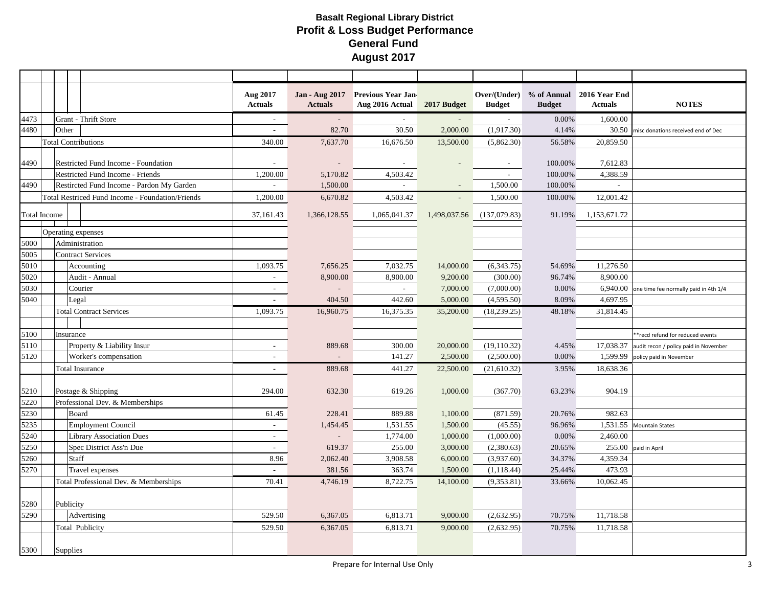# Basalt Regional Library District
## Profit & Loss Budget Performance
## General Fund
## August 2017

| | | Aug 2017 Actuals | Jan - Aug 2017 Actuals | Previous Year Jan-Aug 2016 Actual | 2017 Budget | Over/(Under) Budget | % of Annual Budget | 2016 Year End Actuals | NOTES |
|---|---|---|---|---|---|---|---|---|---|
| 4473 | Grant - Thrift Store | - | - | - | - | - | 0.00% | 1,600.00 | |
| 4480 | Other | - | 82.70 | 30.50 | 2,000.00 | (1,917.30) | 4.14% | 30.50 | misc donations received end of Dec |
| | Total Contributions | 340.00 | 7,637.70 | 16,676.50 | 13,500.00 | (5,862.30) | 56.58% | 20,859.50 | |
| 4490 | Restricted Fund Income - Foundation | - | - | - | - | - | 100.00% | 7,612.83 | |
| | Restricted Fund Income - Friends | 1,200.00 | 5,170.82 | 4,503.42 | | - | 100.00% | 4,388.59 | |
| 4490 | Restircted Fund Income - Pardon My Garden | - | 1,500.00 | - | - | 1,500.00 | 100.00% | - | |
| | Total Restriced Fund Income - Foundation/Friends | 1,200.00 | 6,670.82 | 4,503.42 | - | 1,500.00 | 100.00% | 12,001.42 | |
| Total Income | | 37,161.43 | 1,366,128.55 | 1,065,041.37 | 1,498,037.56 | (137,079.83) | 91.19% | 1,153,671.72 | |
| | Operating expenses | | | | | | | | |
| 5000 | Administration | | | | | | | | |
| 5005 | Contract Services | | | | | | | | |
| 5010 | Accounting | 1,093.75 | 7,656.25 | 7,032.75 | 14,000.00 | (6,343.75) | 54.69% | 11,276.50 | |
| 5020 | Audit - Annual | - | 8,900.00 | 8,900.00 | 9,200.00 | (300.00) | 96.74% | 8,900.00 | |
| 5030 | Courier | - | - | - | 7,000.00 | (7,000.00) | 0.00% | 6,940.00 | one time fee normally paid in 4th 1/4 |
| 5040 | Legal | - | 404.50 | 442.60 | 5,000.00 | (4,595.50) | 8.09% | 4,697.95 | |
| | Total Contract Services | 1,093.75 | 16,960.75 | 16,375.35 | 35,200.00 | (18,239.25) | 48.18% | 31,814.45 | |
| 5100 | Insurance | | | | | | | | **recd refund for reduced events |
| 5110 | Property & Liability Insur | - | 889.68 | 300.00 | 20,000.00 | (19,110.32) | 4.45% | 17,038.37 | audit recon / policy paid in November |
| 5120 | Worker's compensation | - | - | 141.27 | 2,500.00 | (2,500.00) | 0.00% | 1,599.99 | policy paid in November |
| | Total Insurance | - | 889.68 | 441.27 | 22,500.00 | (21,610.32) | 3.95% | 18,638.36 | |
| 5210 | Postage & Shipping | 294.00 | 632.30 | 619.26 | 1,000.00 | (367.70) | 63.23% | 904.19 | |
| 5220 | Professional Dev. & Memberships | | | | | | | | |
| 5230 | Board | 61.45 | 228.41 | 889.88 | 1,100.00 | (871.59) | 20.76% | 982.63 | |
| 5235 | Employment Council | - | 1,454.45 | 1,531.55 | 1,500.00 | (45.55) | 96.96% | 1,531.55 | Mountain States |
| 5240 | Library Association Dues | - | - | 1,774.00 | 1,000.00 | (1,000.00) | 0.00% | 2,460.00 | |
| 5250 | Spec District Ass'n Due | - | 619.37 | 255.00 | 3,000.00 | (2,380.63) | 20.65% | 255.00 | paid in April |
| 5260 | Staff | 8.96 | 2,062.40 | 3,908.58 | 6,000.00 | (3,937.60) | 34.37% | 4,359.34 | |
| 5270 | Travel expenses | - | 381.56 | 363.74 | 1,500.00 | (1,118.44) | 25.44% | 473.93 | |
| | Total Professional Dev. & Memberships | 70.41 | 4,746.19 | 8,722.75 | 14,100.00 | (9,353.81) | 33.66% | 10,062.45 | |
| 5280 | Publicity | | | | | | | | |
| 5290 | Advertising | 529.50 | 6,367.05 | 6,813.71 | 9,000.00 | (2,632.95) | 70.75% | 11,718.58 | |
| | Total Publicity | 529.50 | 6,367.05 | 6,813.71 | 9,000.00 | (2,632.95) | 70.75% | 11,718.58 | |
| 5300 | Supplies | | | | | | | | |

Prepare for Internal Use Only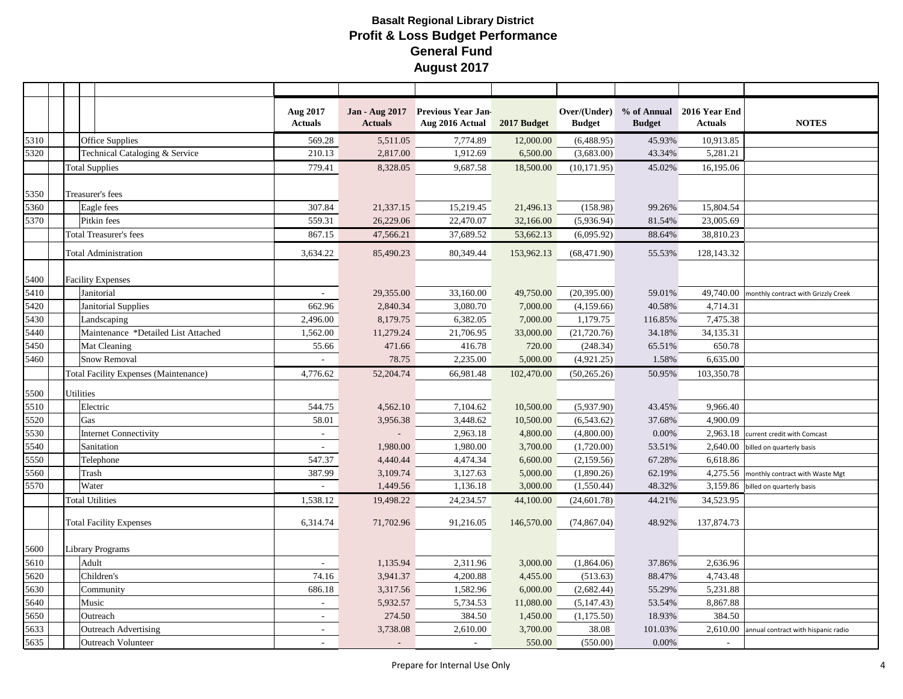# Basalt Regional Library District
## Profit & Loss Budget Performance
## General Fund
## August 2017

| | | Aug 2017 Actuals | Jan - Aug 2017 Actuals | Previous Year Jan-Aug 2016 Actual | 2017 Budget | Over/(Under) Budget | % of Annual Budget | 2016 Year End Actuals | NOTES |
|---|---|---|---|---|---|---|---|---|---|
| 5310 | Office Supplies | 569.28 | 5,511.05 | 7,774.89 | 12,000.00 | (6,488.95) | 45.93% | 10,913.85 | |
| 5320 | Technical Cataloging & Service | 210.13 | 2,817.00 | 1,912.69 | 6,500.00 | (3,683.00) | 43.34% | 5,281.21 | |
| | Total Supplies | 779.41 | 8,328.05 | 9,687.58 | 18,500.00 | (10,171.95) | 45.02% | 16,195.06 | |
| 5350 | Treasurer's fees | | | | | | | | |
| 5360 | Eagle fees | 307.84 | 21,337.15 | 15,219.45 | 21,496.13 | (158.98) | 99.26% | 15,804.54 | |
| 5370 | Pitkin fees | 559.31 | 26,229.06 | 22,470.07 | 32,166.00 | (5,936.94) | 81.54% | 23,005.69 | |
| | Total Treasurer's fees | 867.15 | 47,566.21 | 37,689.52 | 53,662.13 | (6,095.92) | 88.64% | 38,810.23 | |
| | Total Administration | 3,634.22 | 85,490.23 | 80,349.44 | 153,962.13 | (68,471.90) | 55.53% | 128,143.32 | |
| 5400 | Facility Expenses | | | | | | | | |
| 5410 | Janitorial | - | 29,355.00 | 33,160.00 | 49,750.00 | (20,395.00) | 59.01% | 49,740.00 | monthly contract with Grizzly Creek |
| 5420 | Janitorial Supplies | 662.96 | 2,840.34 | 3,080.70 | 7,000.00 | (4,159.66) | 40.58% | 4,714.31 | |
| 5430 | Landscaping | 2,496.00 | 8,179.75 | 6,382.05 | 7,000.00 | 1,179.75 | 116.85% | 7,475.38 | |
| 5440 | Maintenance *Detailed List Attached | 1,562.00 | 11,279.24 | 21,706.95 | 33,000.00 | (21,720.76) | 34.18% | 34,135.31 | |
| 5450 | Mat Cleaning | 55.66 | 471.66 | 416.78 | 720.00 | (248.34) | 65.51% | 650.78 | |
| 5460 | Snow Removal | - | 78.75 | 2,235.00 | 5,000.00 | (4,921.25) | 1.58% | 6,635.00 | |
| | Total Facility Expenses (Maintenance) | 4,776.62 | 52,204.74 | 66,981.48 | 102,470.00 | (50,265.26) | 50.95% | 103,350.78 | |
| 5500 | Utilities | | | | | | | | |
| 5510 | Electric | 544.75 | 4,562.10 | 7,104.62 | 10,500.00 | (5,937.90) | 43.45% | 9,966.40 | |
| 5520 | Gas | 58.01 | 3,956.38 | 3,448.62 | 10,500.00 | (6,543.62) | 37.68% | 4,900.09 | |
| 5530 | Internet Connectivity | - | - | 2,963.18 | 4,800.00 | (4,800.00) | 0.00% | 2,963.18 | current credit with Comcast |
| 5540 | Sanitation | - | 1,980.00 | 1,980.00 | 3,700.00 | (1,720.00) | 53.51% | 2,640.00 | billed on quarterly basis |
| 5550 | Telephone | 547.37 | 4,440.44 | 4,474.34 | 6,600.00 | (2,159.56) | 67.28% | 6,618.86 | |
| 5560 | Trash | 387.99 | 3,109.74 | 3,127.63 | 5,000.00 | (1,890.26) | 62.19% | 4,275.56 | monthly contract with Waste Mgt |
| 5570 | Water | - | 1,449.56 | 1,136.18 | 3,000.00 | (1,550.44) | 48.32% | 3,159.86 | billed on quarterly basis |
| | Total Utilities | 1,538.12 | 19,498.22 | 24,234.57 | 44,100.00 | (24,601.78) | 44.21% | 34,523.95 | |
| | Total Facility Expenses | 6,314.74 | 71,702.96 | 91,216.05 | 146,570.00 | (74,867.04) | 48.92% | 137,874.73 | |
| 5600 | Library Programs | | | | | | | | |
| 5610 | Adult | - | 1,135.94 | 2,311.96 | 3,000.00 | (1,864.06) | 37.86% | 2,636.96 | |
| 5620 | Children's | 74.16 | 3,941.37 | 4,200.88 | 4,455.00 | (513.63) | 88.47% | 4,743.48 | |
| 5630 | Community | 686.18 | 3,317.56 | 1,582.96 | 6,000.00 | (2,682.44) | 55.29% | 5,231.88 | |
| 5640 | Music | - | 5,932.57 | 5,734.53 | 11,080.00 | (5,147.43) | 53.54% | 8,867.88 | |
| 5650 | Outreach | - | 274.50 | 384.50 | 1,450.00 | (1,175.50) | 18.93% | 384.50 | |
| 5633 | Outreach Advertising | - | 3,738.08 | 2,610.00 | 3,700.00 | 38.08 | 101.03% | 2,610.00 | annual contract with hispanic radio |
| 5635 | Outreach Volunteer | - | - | - | 550.00 | (550.00) | 0.00% | - | |

Prepare for Internal Use Only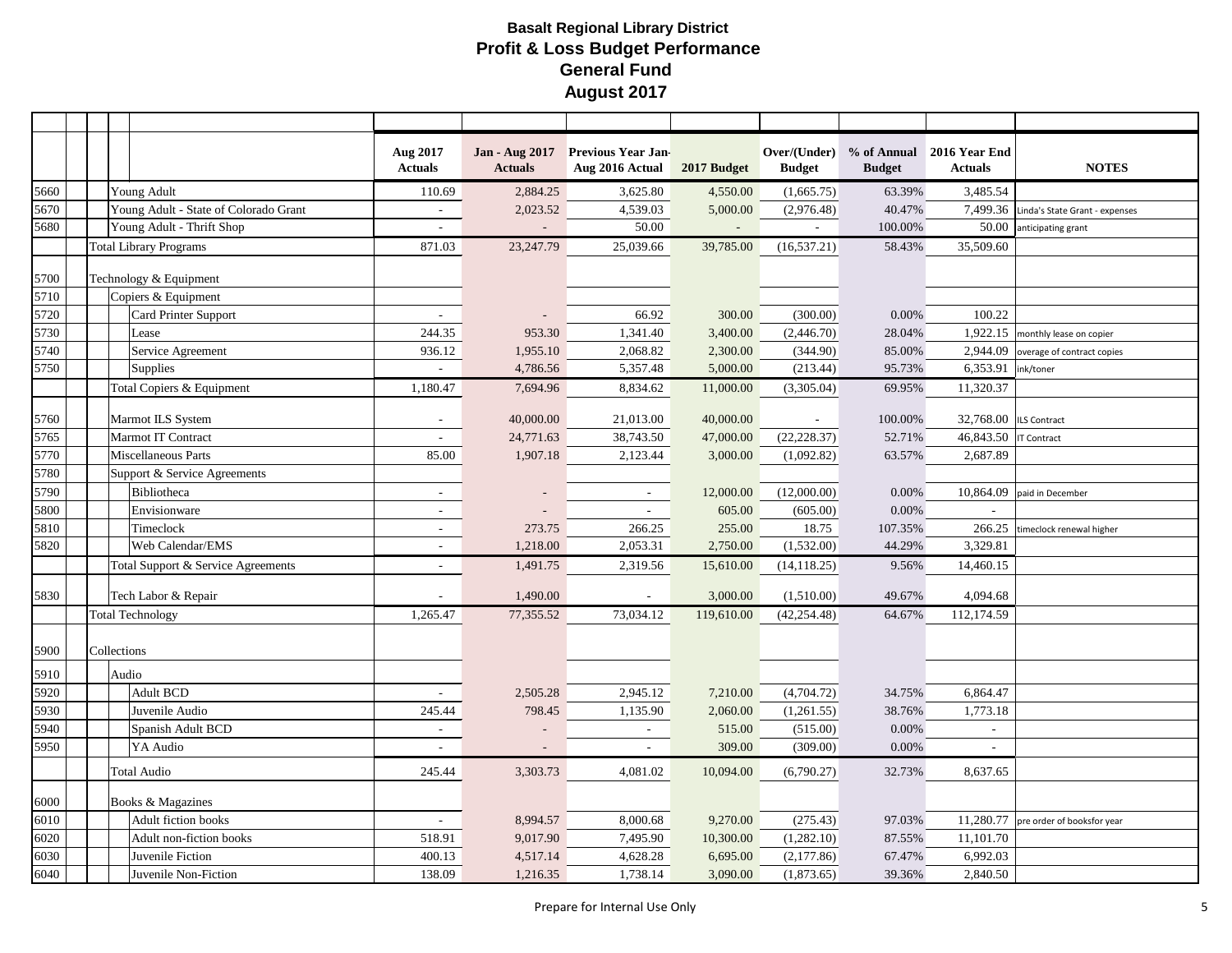# Basalt Regional Library District
## Profit & Loss Budget Performance
## General Fund
## August 2017

| Code | Account | Aug 2017 Actuals | Jan - Aug 2017 Actuals | Previous Year Jan-Aug 2016 Actual | 2017 Budget | Over/(Under) Budget | % of Annual Budget | 2016 Year End Actuals | NOTES |
|---|---|---|---|---|---|---|---|---|---|
| 5660 | Young Adult | 110.69 | 2,884.25 | 3,625.80 | 4,550.00 | (1,665.75) | 63.39% | 3,485.54 | |
| 5670 | Young Adult - State of Colorado Grant | - | 2,023.52 | 4,539.03 | 5,000.00 | (2,976.48) | 40.47% | 7,499.36 | Linda's State Grant - expenses |
| 5680 | Young Adult - Thrift Shop | - | - | 50.00 | - | - | 100.00% | 50.00 | anticipating grant |
| | Total Library Programs | 871.03 | 23,247.79 | 25,039.66 | 39,785.00 | (16,537.21) | 58.43% | 35,509.60 | |
| 5700 | Technology & Equipment | | | | | | | | |
| 5710 | Copiers & Equipment | | | | | | | | |
| 5720 | Card Printer Support | - | - | 66.92 | 300.00 | (300.00) | 0.00% | 100.22 | |
| 5730 | Lease | 244.35 | 953.30 | 1,341.40 | 3,400.00 | (2,446.70) | 28.04% | 1,922.15 | monthly lease on copier |
| 5740 | Service Agreement | 936.12 | 1,955.10 | 2,068.82 | 2,300.00 | (344.90) | 85.00% | 2,944.09 | overage of contract copies |
| 5750 | Supplies | - | 4,786.56 | 5,357.48 | 5,000.00 | (213.44) | 95.73% | 6,353.91 | ink/toner |
| | Total Copiers & Equipment | 1,180.47 | 7,694.96 | 8,834.62 | 11,000.00 | (3,305.04) | 69.95% | 11,320.37 | |
| 5760 | Marmot ILS System | - | 40,000.00 | 21,013.00 | 40,000.00 | - | 100.00% | 32,768.00 | ILS Contract |
| 5765 | Marmot IT Contract | - | 24,771.63 | 38,743.50 | 47,000.00 | (22,228.37) | 52.71% | 46,843.50 | IT Contract |
| 5770 | Miscellaneous Parts | 85.00 | 1,907.18 | 2,123.44 | 3,000.00 | (1,092.82) | 63.57% | 2,687.89 | |
| 5780 | Support & Service Agreements | | | | | | | | |
| 5790 | Bibliotheca | - | - | - | 12,000.00 | (12,000.00) | 0.00% | 10,864.09 | paid in December |
| 5800 | Envisionware | - | - | - | 605.00 | (605.00) | 0.00% | - | |
| 5810 | Timeclock | - | 273.75 | 266.25 | 255.00 | 18.75 | 107.35% | 266.25 | timeclock renewal higher |
| 5820 | Web Calendar/EMS | - | 1,218.00 | 2,053.31 | 2,750.00 | (1,532.00) | 44.29% | 3,329.81 | |
| | Total Support & Service Agreements | - | 1,491.75 | 2,319.56 | 15,610.00 | (14,118.25) | 9.56% | 14,460.15 | |
| 5830 | Tech Labor & Repair | - | 1,490.00 | - | 3,000.00 | (1,510.00) | 49.67% | 4,094.68 | |
| | Total Technology | 1,265.47 | 77,355.52 | 73,034.12 | 119,610.00 | (42,254.48) | 64.67% | 112,174.59 | |
| 5900 | Collections | | | | | | | | |
| 5910 | Audio | | | | | | | | |
| 5920 | Adult BCD | - | 2,505.28 | 2,945.12 | 7,210.00 | (4,704.72) | 34.75% | 6,864.47 | |
| 5930 | Juvenile Audio | 245.44 | 798.45 | 1,135.90 | 2,060.00 | (1,261.55) | 38.76% | 1,773.18 | |
| 5940 | Spanish Adult BCD | - | - | - | 515.00 | (515.00) | 0.00% | - | |
| 5950 | YA Audio | - | - | - | 309.00 | (309.00) | 0.00% | - | |
| | Total Audio | 245.44 | 3,303.73 | 4,081.02 | 10,094.00 | (6,790.27) | 32.73% | 8,637.65 | |
| 6000 | Books & Magazines | | | | | | | | |
| 6010 | Adult fiction books | - | 8,994.57 | 8,000.68 | 9,270.00 | (275.43) | 97.03% | 11,280.77 | pre order of booksfor year |
| 6020 | Adult non-fiction books | 518.91 | 9,017.90 | 7,495.90 | 10,300.00 | (1,282.10) | 87.55% | 11,101.70 | |
| 6030 | Juvenile Fiction | 400.13 | 4,517.14 | 4,628.28 | 6,695.00 | (2,177.86) | 67.47% | 6,992.03 | |
| 6040 | Juvenile Non-Fiction | 138.09 | 1,216.35 | 1,738.14 | 3,090.00 | (1,873.65) | 39.36% | 2,840.50 | |

Prepare for Internal Use Only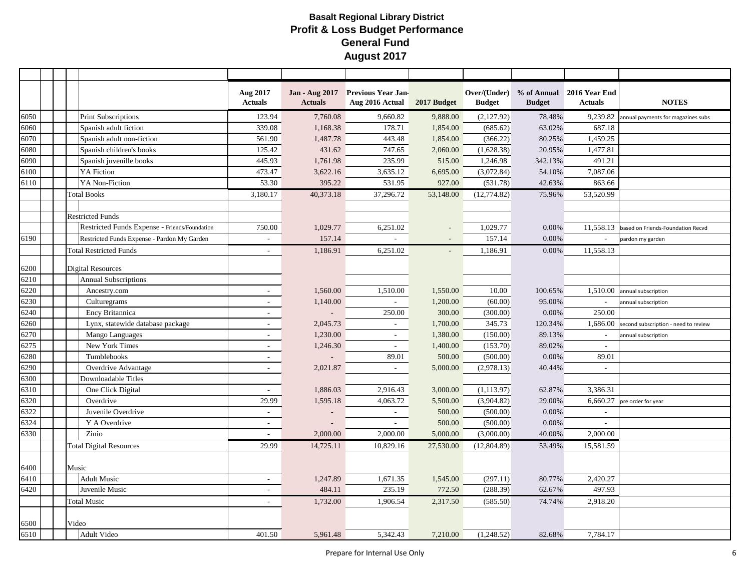# Basalt Regional Library District
## Profit & Loss Budget Performance
## General Fund
## August 2017

| | | Aug 2017 Actuals | Jan - Aug 2017 Actuals | Previous Year Jan-Aug 2016 Actual | 2017 Budget | Over/(Under) Budget | % of Annual Budget | 2016 Year End Actuals | NOTES |
|---|---|---|---|---|---|---|---|---|---|
| 6050 | Print Subscriptions | 123.94 | 7,760.08 | 9,660.82 | 9,888.00 | (2,127.92) | 78.48% | 9,239.82 | annual payments for magazines subs |
| 6060 | Spanish adult fiction | 339.08 | 1,168.38 | 178.71 | 1,854.00 | (685.62) | 63.02% | 687.18 | |
| 6070 | Spanish adult non-fiction | 561.90 | 1,487.78 | 443.48 | 1,854.00 | (366.22) | 80.25% | 1,459.25 | |
| 6080 | Spanish children's books | 125.42 | 431.62 | 747.65 | 2,060.00 | (1,628.38) | 20.95% | 1,477.81 | |
| 6090 | Spanish juvenille books | 445.93 | 1,761.98 | 235.99 | 515.00 | 1,246.98 | 342.13% | 491.21 | |
| 6100 | YA Fiction | 473.47 | 3,622.16 | 3,635.12 | 6,695.00 | (3,072.84) | 54.10% | 7,087.06 | |
| 6110 | YA Non-Fiction | 53.30 | 395.22 | 531.95 | 927.00 | (531.78) | 42.63% | 863.66 | |
| | Total Books | 3,180.17 | 40,373.18 | 37,296.72 | 53,148.00 | (12,774.82) | 75.96% | 53,520.99 | |
| | | | | | | | | | |
| | Restricted Funds | | | | | | | | |
| | Restricted Funds Expense - Friends/Foundation | 750.00 | 1,029.77 | 6,251.02 | - | 1,029.77 | 0.00% | 11,558.13 | based on Friends-Foundation Recvd |
| 6190 | Restricted Funds Expense - Pardon My Garden | - | 157.14 | - | - | 157.14 | 0.00% | - | pardon my garden |
| | Total Restricted Funds | - | 1,186.91 | 6,251.02 | - | 1,186.91 | 0.00% | 11,558.13 | |
| 6200 | Digital Resources | | | | | | | | |
| 6210 | Annual Subscriptions | | | | | | | | |
| 6220 | Ancestry.com | - | 1,560.00 | 1,510.00 | 1,550.00 | 10.00 | 100.65% | 1,510.00 | annual subscription |
| 6230 | Culturegrams | - | 1,140.00 | - | 1,200.00 | (60.00) | 95.00% | - | annual subscription |
| 6240 | Ency Britannica | - | - | 250.00 | 300.00 | (300.00) | 0.00% | 250.00 | |
| 6260 | Lynx, statewide database package | - | 2,045.73 | - | 1,700.00 | 345.73 | 120.34% | 1,686.00 | second subscription - need to review |
| 6270 | Mango Languages | - | 1,230.00 | - | 1,380.00 | (150.00) | 89.13% | - | annual subscription |
| 6275 | New York Times | - | 1,246.30 | - | 1,400.00 | (153.70) | 89.02% | - | |
| 6280 | Tumblebooks | - | - | 89.01 | 500.00 | (500.00) | 0.00% | 89.01 | |
| 6290 | Overdrive Advantage | - | 2,021.87 | - | 5,000.00 | (2,978.13) | 40.44% | - | |
| 6300 | Downloadable Titles | | | | | | | | |
| 6310 | One Click Digital | - | 1,886.03 | 2,916.43 | 3,000.00 | (1,113.97) | 62.87% | 3,386.31 | |
| 6320 | Overdrive | 29.99 | 1,595.18 | 4,063.72 | 5,500.00 | (3,904.82) | 29.00% | 6,660.27 | pre order for year |
| 6322 | Juvenile Overdrive | - | - | - | 500.00 | (500.00) | 0.00% | - | |
| 6324 | Y A Overdrive | - | - | - | 500.00 | (500.00) | 0.00% | - | |
| 6330 | Zinio | - | 2,000.00 | 2,000.00 | 5,000.00 | (3,000.00) | 40.00% | 2,000.00 | |
| | Total Digital Resources | 29.99 | 14,725.11 | 10,829.16 | 27,530.00 | (12,804.89) | 53.49% | 15,581.59 | |
| 6400 | Music | | | | | | | | |
| 6410 | Adult Music | - | 1,247.89 | 1,671.35 | 1,545.00 | (297.11) | 80.77% | 2,420.27 | |
| 6420 | Juvenile Music | - | 484.11 | 235.19 | 772.50 | (288.39) | 62.67% | 497.93 | |
| | Total Music | - | 1,732.00 | 1,906.54 | 2,317.50 | (585.50) | 74.74% | 2,918.20 | |
| 6500 | Video | | | | | | | | |
| 6510 | Adult Video | 401.50 | 5,961.48 | 5,342.43 | 7,210.00 | (1,248.52) | 82.68% | 7,784.17 | |

Prepare for Internal Use Only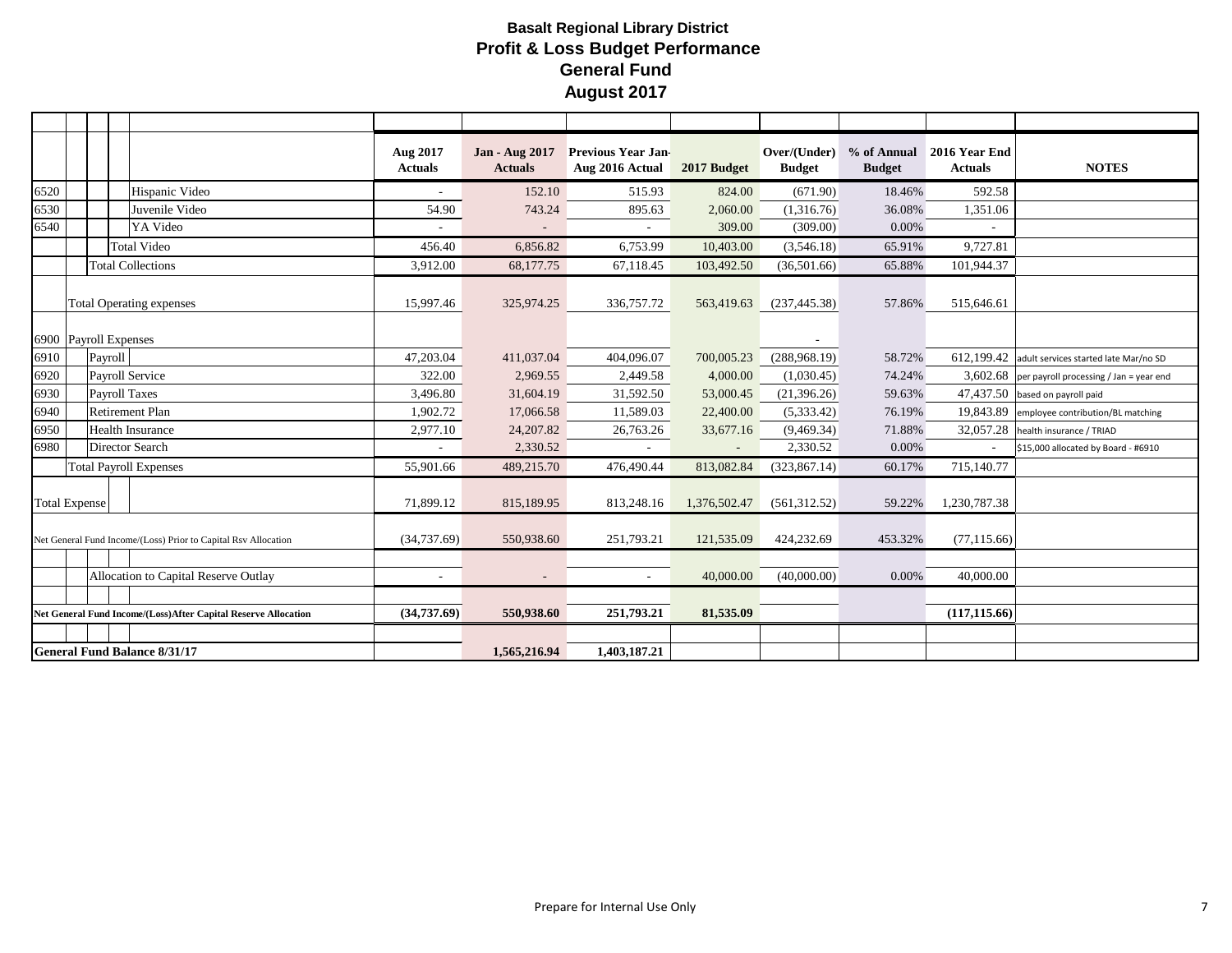## Basalt Regional Library District
## Profit & Loss Budget Performance
## General Fund
## August 2017

| Acct | Description | Aug 2017 Actuals | Jan - Aug 2017 Actuals | Previous Year Jan-Aug 2016 Actual | 2017 Budget | Over/(Under) Budget | % of Annual Budget | 2016 Year End Actuals | NOTES |
|---|---|---|---|---|---|---|---|---|---|
| 6520 | Hispanic Video | - | 152.10 | 515.93 | 824.00 | (671.90) | 18.46% | 592.58 | |
| 6530 | Juvenile Video | 54.90 | 743.24 | 895.63 | 2,060.00 | (1,316.76) | 36.08% | 1,351.06 | |
| 6540 | YA Video | - | - | - | 309.00 | (309.00) | 0.00% | - | |
| | Total Video | 456.40 | 6,856.82 | 6,753.99 | 10,403.00 | (3,546.18) | 65.91% | 9,727.81 | |
| | Total Collections | 3,912.00 | 68,177.75 | 67,118.45 | 103,492.50 | (36,501.66) | 65.88% | 101,944.37 | |
| | Total Operating expenses | 15,997.46 | 325,974.25 | 336,757.72 | 563,419.63 | (237,445.38) | 57.86% | 515,646.61 | |
| 6900 | Payroll Expenses | | | | | - | | | |
| 6910 | Payroll | 47,203.04 | 411,037.04 | 404,096.07 | 700,005.23 | (288,968.19) | 58.72% | 612,199.42 | adult services started late Mar/no SD |
| 6920 | Payroll Service | 322.00 | 2,969.55 | 2,449.58 | 4,000.00 | (1,030.45) | 74.24% | 3,602.68 | per payroll processing / Jan = year end |
| 6930 | Payroll Taxes | 3,496.80 | 31,604.19 | 31,592.50 | 53,000.45 | (21,396.26) | 59.63% | 47,437.50 | based on payroll paid |
| 6940 | Retirement Plan | 1,902.72 | 17,066.58 | 11,589.03 | 22,400.00 | (5,333.42) | 76.19% | 19,843.89 | employee contribution/BL matching |
| 6950 | Health Insurance | 2,977.10 | 24,207.82 | 26,763.26 | 33,677.16 | (9,469.34) | 71.88% | 32,057.28 | health insurance / TRIAD |
| 6980 | Director Search | - | 2,330.52 | - | - | 2,330.52 | 0.00% | - | $15,000 allocated by Board - #6910 |
| | Total Payroll Expenses | 55,901.66 | 489,215.70 | 476,490.44 | 813,082.84 | (323,867.14) | 60.17% | 715,140.77 | |
| | Total Expense | 71,899.12 | 815,189.95 | 813,248.16 | 1,376,502.47 | (561,312.52) | 59.22% | 1,230,787.38 | |
| | Net General Fund Income/(Loss) Prior to Capital Rsv Allocation | (34,737.69) | 550,938.60 | 251,793.21 | 121,535.09 | 424,232.69 | 453.32% | (77,115.66) | |
| | Allocation to Capital Reserve Outlay | - | - | - | 40,000.00 | (40,000.00) | 0.00% | 40,000.00 | |
| | **Net General Fund Income/(Loss)After Capital Reserve Allocation** | **(34,737.69)** | **550,938.60** | **251,793.21** | **81,535.09** | | | **(117,115.66)** | |
| | **General Fund Balance 8/31/17** | | **1,565,216.94** | **1,403,187.21** | | | | | |

Prepare for Internal Use Only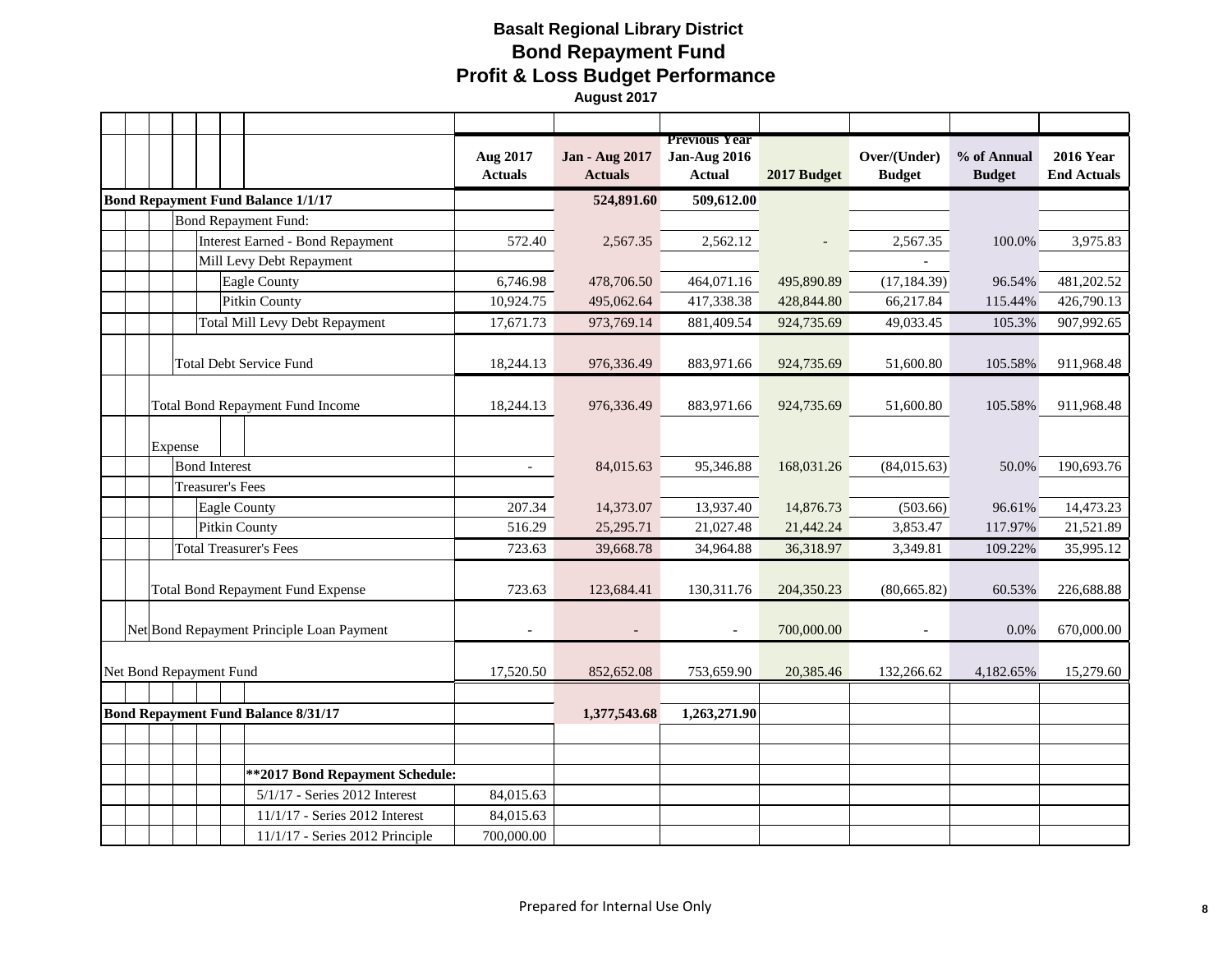# Basalt Regional Library District
## Bond Repayment Fund
## Profit & Loss Budget Performance
**August 2017**

| | Aug 2017 Actuals | Jan - Aug 2017 Actuals | Previous Year Jan-Aug 2016 Actual | 2017 Budget | Over/(Under) Budget | % of Annual Budget | 2016 Year End Actuals |
|---|---|---|---|---|---|---|---|
| **Bond Repayment Fund Balance 1/1/17** | | **524,891.60** | **509,612.00** | | | | |
| Bond Repayment Fund: | | | | | | | |
| Interest Earned - Bond Repayment | 572.40 | 2,567.35 | 2,562.12 | - | 2,567.35 | 100.0% | 3,975.83 |
| Mill Levy Debt Repayment | | | | | - | | |
| Eagle County | 6,746.98 | 478,706.50 | 464,071.16 | 495,890.89 | (17,184.39) | 96.54% | 481,202.52 |
| Pitkin County | 10,924.75 | 495,062.64 | 417,338.38 | 428,844.80 | 66,217.84 | 115.44% | 426,790.13 |
| Total Mill Levy Debt Repayment | 17,671.73 | 973,769.14 | 881,409.54 | 924,735.69 | 49,033.45 | 105.3% | 907,992.65 |
| Total Debt Service Fund | 18,244.13 | 976,336.49 | 883,971.66 | 924,735.69 | 51,600.80 | 105.58% | 911,968.48 |
| Total Bond Repayment Fund Income | 18,244.13 | 976,336.49 | 883,971.66 | 924,735.69 | 51,600.80 | 105.58% | 911,968.48 |
| Expense | | | | | | | |
| Bond Interest | - | 84,015.63 | 95,346.88 | 168,031.26 | (84,015.63) | 50.0% | 190,693.76 |
| Treasurer's Fees | | | | | | | |
| Eagle County | 207.34 | 14,373.07 | 13,937.40 | 14,876.73 | (503.66) | 96.61% | 14,473.23 |
| Pitkin County | 516.29 | 25,295.71 | 21,027.48 | 21,442.24 | 3,853.47 | 117.97% | 21,521.89 |
| Total Treasurer's Fees | 723.63 | 39,668.78 | 34,964.88 | 36,318.97 | 3,349.81 | 109.22% | 35,995.12 |
| Total Bond Repayment Fund Expense | 723.63 | 123,684.41 | 130,311.76 | 204,350.23 | (80,665.82) | 60.53% | 226,688.88 |
| Net Bond Repayment Principle Loan Payment | - | - | - | 700,000.00 | - | 0.0% | 670,000.00 |
| Net Bond Repayment Fund | 17,520.50 | 852,652.08 | 753,659.90 | 20,385.46 | 132,266.62 | 4,182.65% | 15,279.60 |
| **Bond Repayment Fund Balance 8/31/17** | | **1,377,543.68** | **1,263,271.90** | | | | |
| **\*\*2017 Bond Repayment Schedule:** | | | | | | | |
| 5/1/17 - Series 2012 Interest | 84,015.63 | | | | | | |
| 11/1/17 - Series 2012 Interest | 84,015.63 | | | | | | |
| 11/1/17 - Series 2012 Principle | 700,000.00 | | | | | | |

Prepared for Internal Use Only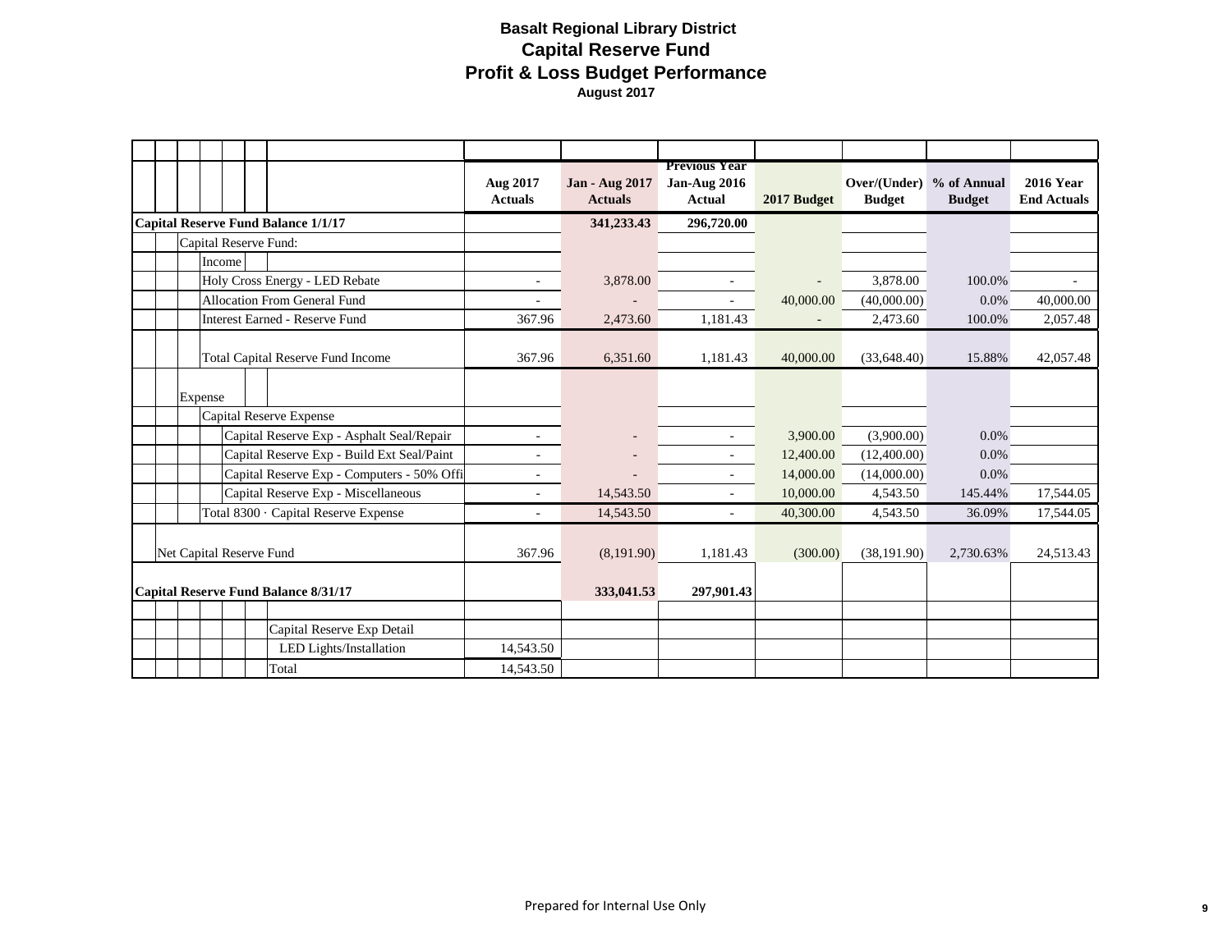# Basalt Regional Library District
## Capital Reserve Fund
## Profit & Loss Budget Performance
**August 2017**

| | Aug 2017 Actuals | Jan - Aug 2017 Actuals | Previous Year Jan-Aug 2016 Actual | 2017 Budget | Over/(Under) Budget | % of Annual Budget | 2016 Year End Actuals |
|---|---|---|---|---|---|---|---|
| **Capital Reserve Fund Balance 1/1/17** | | **341,233.43** | **296,720.00** | | | | |
| Capital Reserve Fund: | | | | | | | |
| Income | | | | | | | |
| Holy Cross Energy - LED Rebate | - | 3,878.00 | - | - | 3,878.00 | 100.0% | - |
| Allocation From General Fund | - | - | - | 40,000.00 | (40,000.00) | 0.0% | 40,000.00 |
| Interest Earned - Reserve Fund | 367.96 | 2,473.60 | 1,181.43 | - | 2,473.60 | 100.0% | 2,057.48 |
| Total Capital Reserve Fund Income | 367.96 | 6,351.60 | 1,181.43 | 40,000.00 | (33,648.40) | 15.88% | 42,057.48 |
| Expense | | | | | | | |
| Capital Reserve Expense | | | | | | | |
| Capital Reserve Exp - Asphalt Seal/Repair | - | - | - | 3,900.00 | (3,900.00) | 0.0% | |
| Capital Reserve Exp - Build Ext Seal/Paint | - | - | - | 12,400.00 | (12,400.00) | 0.0% | |
| Capital Reserve Exp - Computers - 50% Offi | - | - | - | 14,000.00 | (14,000.00) | 0.0% | |
| Capital Reserve Exp - Miscellaneous | - | 14,543.50 | - | 10,000.00 | 4,543.50 | 145.44% | 17,544.05 |
| Total 8300 · Capital Reserve Expense | - | 14,543.50 | - | 40,300.00 | 4,543.50 | 36.09% | 17,544.05 |
| Net Capital Reserve Fund | 367.96 | (8,191.90) | 1,181.43 | (300.00) | (38,191.90) | 2,730.63% | 24,513.43 |
| **Capital Reserve Fund Balance 8/31/17** | | **333,041.53** | **297,901.43** | | | | |
| | | | | | | | |
| Capital Reserve Exp Detail | | | | | | | |
| LED Lights/Installation | 14,543.50 | | | | | | |
| Total | 14,543.50 | | | | | | |

Prepared for Internal Use Only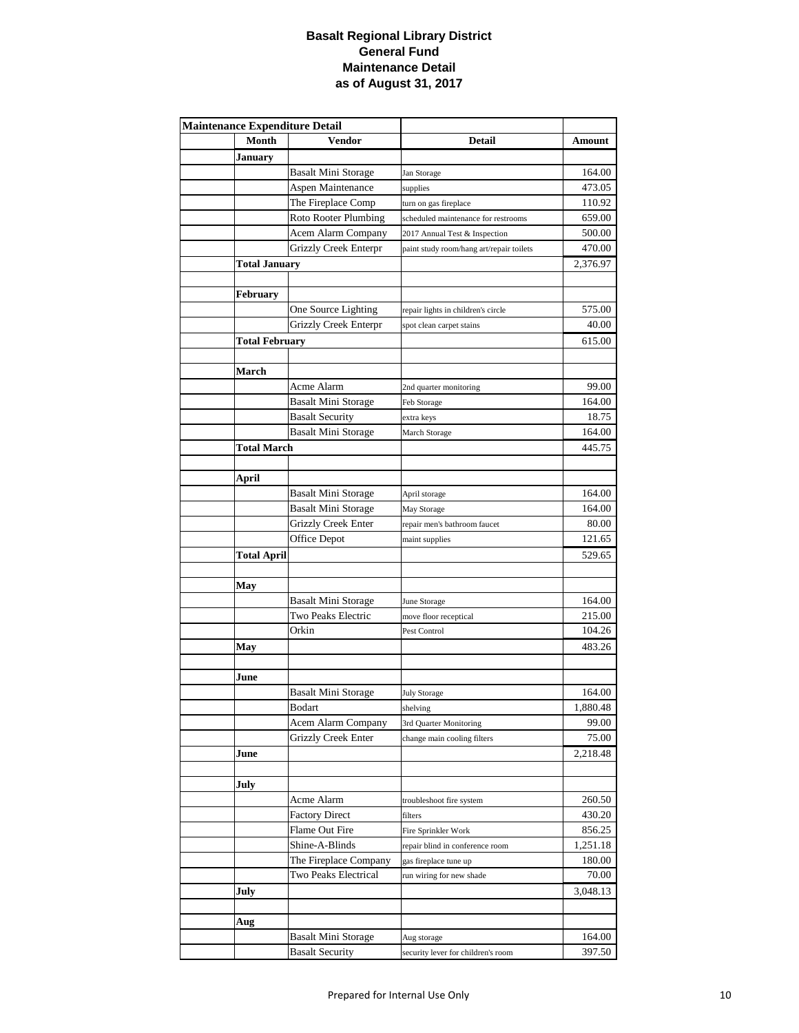# Basalt Regional Library District
## General Fund
## Maintenance Detail
## as of August 31, 2017

| Maintenance Expenditure Detail | | | | |
|---|---|---|---|---|
| | Month | Vendor | Detail | Amount |
| | January | | | |
| | | Basalt Mini Storage | Jan Storage | 164.00 |
| | | Aspen Maintenance | supplies | 473.05 |
| | | The Fireplace Comp | turn on gas fireplace | 110.92 |
| | | Roto Rooter Plumbing | scheduled maintenance for restrooms | 659.00 |
| | | Acem Alarm Company | 2017 Annual Test & Inspection | 500.00 |
| | | Grizzly Creek Enterpr | paint study room/hang art/repair toilets | 470.00 |
| | Total January | | | 2,376.97 |
| | | | | |
| | February | | | |
| | | One Source Lighting | repair lights in children's circle | 575.00 |
| | | Grizzly Creek Enterpr | spot clean carpet stains | 40.00 |
| | Total February | | | 615.00 |
| | | | | |
| | March | | | |
| | | Acme Alarm | 2nd quarter monitoring | 99.00 |
| | | Basalt Mini Storage | Feb Storage | 164.00 |
| | | Basalt Security | extra keys | 18.75 |
| | | Basalt Mini Storage | March Storage | 164.00 |
| | Total March | | | 445.75 |
| | | | | |
| | April | | | |
| | | Basalt Mini Storage | April storage | 164.00 |
| | | Basalt Mini Storage | May Storage | 164.00 |
| | | Grizzly Creek Enter | repair men's bathroom faucet | 80.00 |
| | | Office Depot | maint supplies | 121.65 |
| | Total April | | | 529.65 |
| | | | | |
| | May | | | |
| | | Basalt Mini Storage | June Storage | 164.00 |
| | | Two Peaks Electric | move floor receptical | 215.00 |
| | | Orkin | Pest Control | 104.26 |
| | May | | | 483.26 |
| | | | | |
| | June | | | |
| | | Basalt Mini Storage | July Storage | 164.00 |
| | | Bodart | shelving | 1,880.48 |
| | | Acem Alarm Company | 3rd Quarter Monitoring | 99.00 |
| | | Grizzly Creek Enter | change main cooling filters | 75.00 |
| | June | | | 2,218.48 |
| | | | | |
| | July | | | |
| | | Acme Alarm | troubleshoot fire system | 260.50 |
| | | Factory Direct | filters | 430.20 |
| | | Flame Out Fire | Fire Sprinkler Work | 856.25 |
| | | Shine-A-Blinds | repair blind in conference room | 1,251.18 |
| | | The Fireplace Company | gas fireplace tune up | 180.00 |
| | | Two Peaks Electrical | run wiring for new shade | 70.00 |
| | July | | | 3,048.13 |
| | | | | |
| | Aug | | | |
| | | Basalt Mini Storage | Aug storage | 164.00 |
| | | Basalt Security | security lever for children's room | 397.50 |

Prepared for Internal Use Only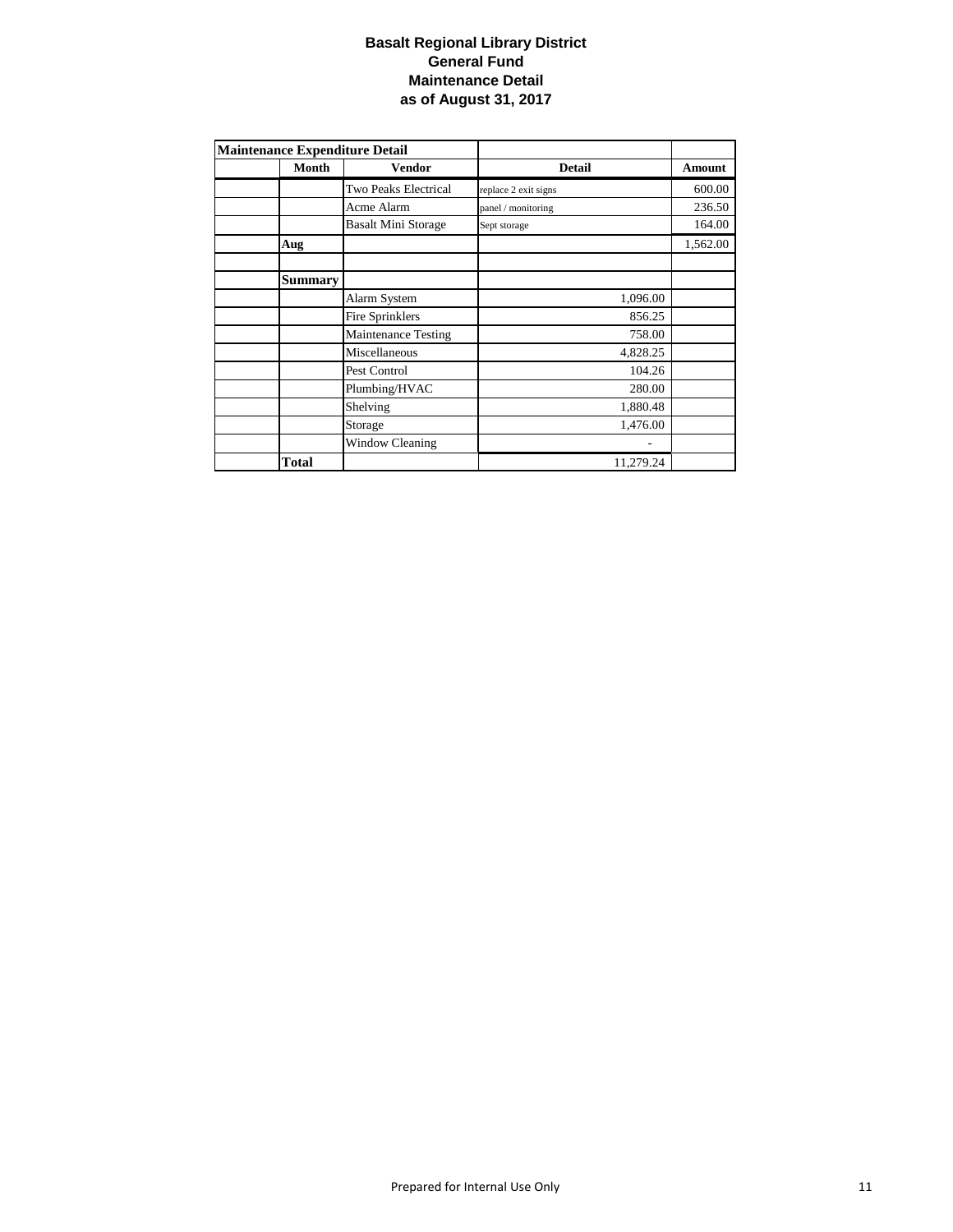# Basalt Regional Library District
## General Fund
## Maintenance Detail
## as of August 31, 2017

| Maintenance Expenditure Detail | | | | |
|---|---|---|---|---|
| | **Month** | **Vendor** | **Detail** | **Amount** |
| | | Two Peaks Electrical | replace 2 exit signs | 600.00 |
| | | Acme Alarm | panel / monitoring | 236.50 |
| | | Basalt Mini Storage | Sept storage | 164.00 |
| | **Aug** | | | 1,562.00 |
| | | | | |
| | **Summary** | | | |
| | | Alarm System | 1,096.00 | |
| | | Fire Sprinklers | 856.25 | |
| | | Maintenance Testing | 758.00 | |
| | | Miscellaneous | 4,828.25 | |
| | | Pest Control | 104.26 | |
| | | Plumbing/HVAC | 280.00 | |
| | | Shelving | 1,880.48 | |
| | | Storage | 1,476.00 | |
| | | Window Cleaning | - | |
| | **Total** | | 11,279.24 | |

Prepared for Internal Use Only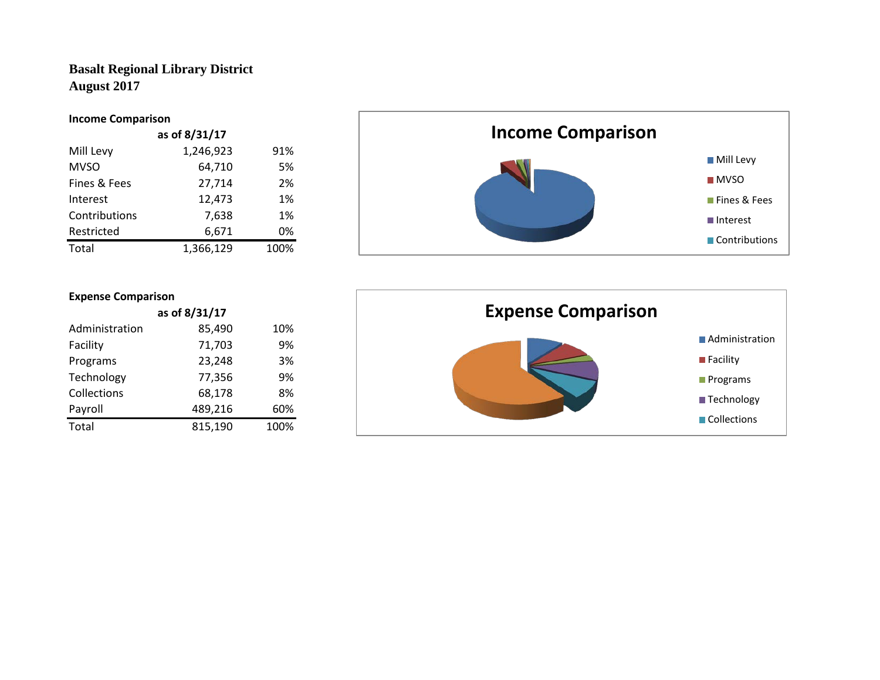**Basalt Regional Library District**
**August 2017**

**Income Comparison**

| | as of 8/31/17 | |
|---|---|---|
| Mill Levy | 1,246,923 | 91% |
| MVSO | 64,710 | 5% |
| Fines & Fees | 27,714 | 2% |
| Interest | 12,473 | 1% |
| Contributions | 7,638 | 1% |
| Restricted | 6,671 | 0% |
| Total | 1,366,129 | 100% |

Income Comparison

Mill Levy
MVSO
Fines & Fees
Interest
Contributions

**Expense Comparison**

| | as of 8/31/17 | |
|---|---|---|
| Administration | 85,490 | 10% |
| Facility | 71,703 | 9% |
| Programs | 23,248 | 3% |
| Technology | 77,356 | 9% |
| Collections | 68,178 | 8% |
| Payroll | 489,216 | 60% |
| Total | 815,190 | 100% |

Expense Comparison

Administration
Facility
Programs
Technology
Collections